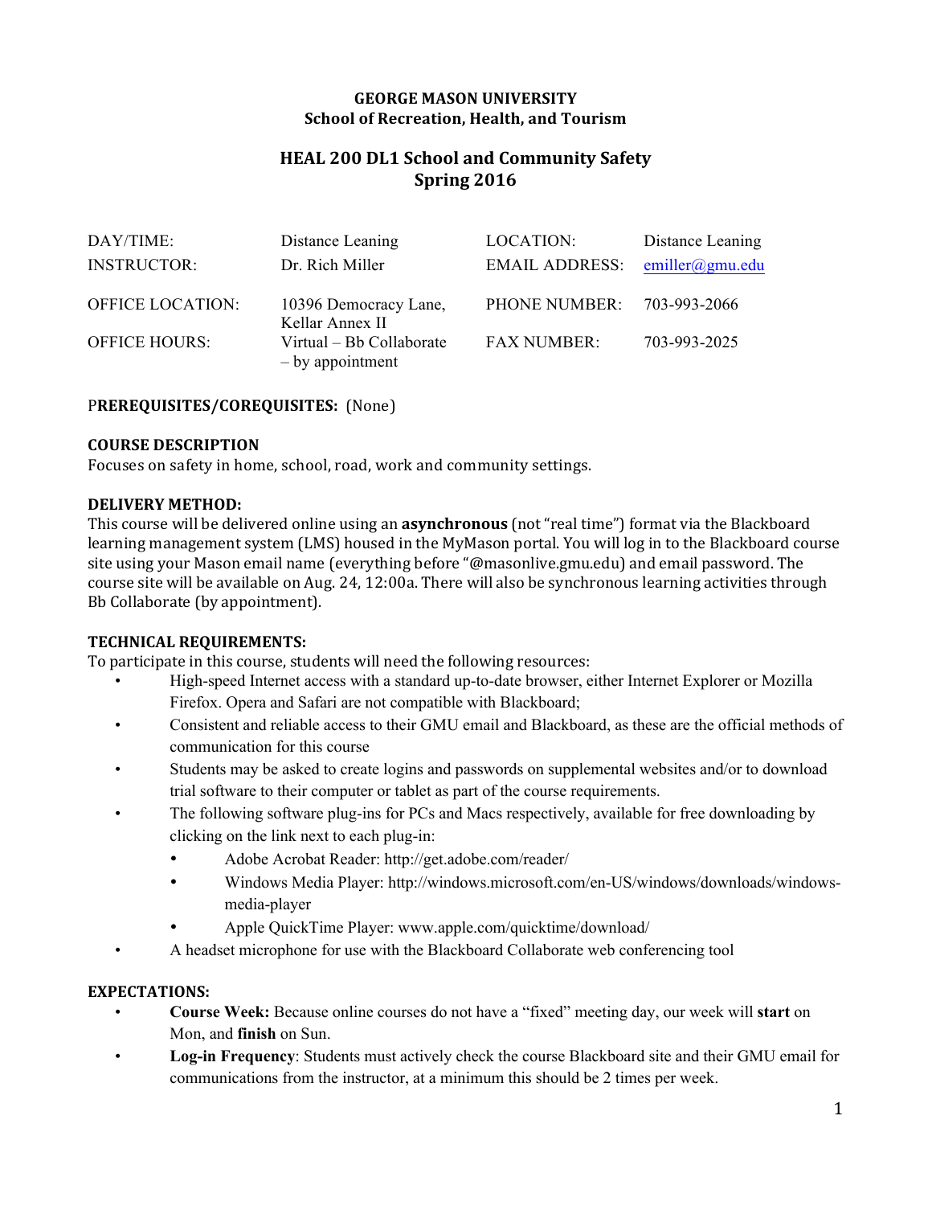**GEORGE MASON UNIVERSITY**
**School of Recreation, Health, and Tourism**

# HEAL 200 DL1 School and Community Safety
## Spring 2016

| | | | |
|---|---|---|---|
| DAY/TIME: | Distance Leaning | LOCATION: | Distance Leaning |
| INSTRUCTOR: | Dr. Rich Miller | EMAIL ADDRESS: | emiller@gmu.edu |
| OFFICE LOCATION: | 10396 Democracy Lane, Kellar Annex II | PHONE NUMBER: | 703-993-2066 |
| OFFICE HOURS: | Virtual – Bb Collaborate – by appointment | FAX NUMBER: | 703-993-2025 |

P**REREQUISITES/COREQUISITES:** (None)

**COURSE DESCRIPTION**

Focuses on safety in home, school, road, work and community settings.

**DELIVERY METHOD:**

This course will be delivered online using an **asynchronous** (not "real time") format via the Blackboard learning management system (LMS) housed in the MyMason portal. You will log in to the Blackboard course site using your Mason email name (everything before "@masonlive.gmu.edu) and email password. The course site will be available on Aug. 24, 12:00a. There will also be synchronous learning activities through Bb Collaborate (by appointment).

**TECHNICAL REQUIREMENTS:**

To participate in this course, students will need the following resources:

- High-speed Internet access with a standard up-to-date browser, either Internet Explorer or Mozilla Firefox. Opera and Safari are not compatible with Blackboard;
- Consistent and reliable access to their GMU email and Blackboard, as these are the official methods of communication for this course
- Students may be asked to create logins and passwords on supplemental websites and/or to download trial software to their computer or tablet as part of the course requirements.
- The following software plug-ins for PCs and Macs respectively, available for free downloading by clicking on the link next to each plug-in:
  - Adobe Acrobat Reader: http://get.adobe.com/reader/
  - Windows Media Player: http://windows.microsoft.com/en-US/windows/downloads/windows-media-player
  - Apple QuickTime Player: www.apple.com/quicktime/download/
- A headset microphone for use with the Blackboard Collaborate web conferencing tool

**EXPECTATIONS:**

- **Course Week:** Because online courses do not have a "fixed" meeting day, our week will **start** on Mon, and **finish** on Sun.
- **Log-in Frequency**: Students must actively check the course Blackboard site and their GMU email for communications from the instructor, at a minimum this should be 2 times per week.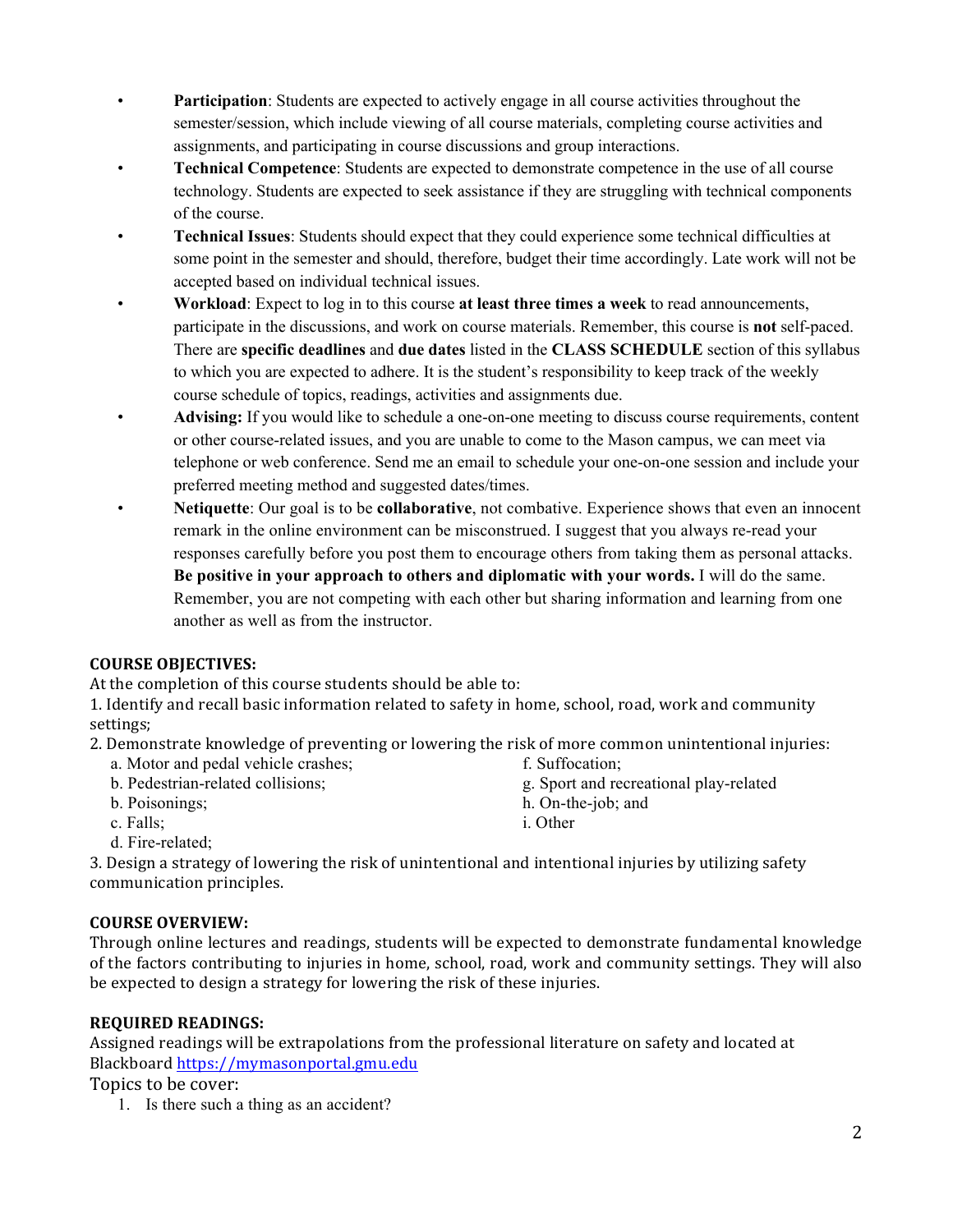- **Participation**: Students are expected to actively engage in all course activities throughout the semester/session, which include viewing of all course materials, completing course activities and assignments, and participating in course discussions and group interactions.
- **Technical Competence**: Students are expected to demonstrate competence in the use of all course technology. Students are expected to seek assistance if they are struggling with technical components of the course.
- **Technical Issues**: Students should expect that they could experience some technical difficulties at some point in the semester and should, therefore, budget their time accordingly. Late work will not be accepted based on individual technical issues.
- **Workload**: Expect to log in to this course **at least three times a week** to read announcements, participate in the discussions, and work on course materials. Remember, this course is **not** self-paced. There are **specific deadlines** and **due dates** listed in the **CLASS SCHEDULE** section of this syllabus to which you are expected to adhere. It is the student's responsibility to keep track of the weekly course schedule of topics, readings, activities and assignments due.
- **Advising:** If you would like to schedule a one-on-one meeting to discuss course requirements, content or other course-related issues, and you are unable to come to the Mason campus, we can meet via telephone or web conference. Send me an email to schedule your one-on-one session and include your preferred meeting method and suggested dates/times.
- **Netiquette**: Our goal is to be **collaborative**, not combative. Experience shows that even an innocent remark in the online environment can be misconstrued. I suggest that you always re-read your responses carefully before you post them to encourage others from taking them as personal attacks. **Be positive in your approach to others and diplomatic with your words.** I will do the same. Remember, you are not competing with each other but sharing information and learning from one another as well as from the instructor.

**COURSE OBJECTIVES:**

At the completion of this course students should be able to:

1. Identify and recall basic information related to safety in home, school, road, work and community settings;
2. Demonstrate knowledge of preventing or lowering the risk of more common unintentional injuries:
   a. Motor and pedal vehicle crashes;
   b. Pedestrian-related collisions;
   b. Poisonings;
   c. Falls;
   d. Fire-related;
   f. Suffocation;
   g. Sport and recreational play-related
   h. On-the-job; and
   i. Other
3. Design a strategy of lowering the risk of unintentional and intentional injuries by utilizing safety communication principles.

**COURSE OVERVIEW:**

Through online lectures and readings, students will be expected to demonstrate fundamental knowledge of the factors contributing to injuries in home, school, road, work and community settings. They will also be expected to design a strategy for lowering the risk of these injuries.

**REQUIRED READINGS:**

Assigned readings will be extrapolations from the professional literature on safety and located at Blackboard https://mymasonportal.gmu.edu

Topics to be cover:

1. Is there such a thing as an accident?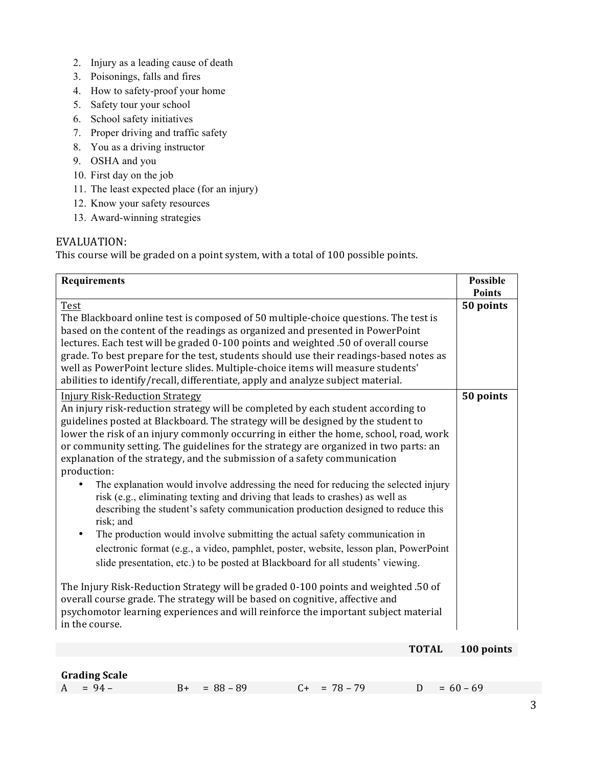2. Injury as a leading cause of death
3. Poisonings, falls and fires
4. How to safety-proof your home
5. Safety tour your school
6. School safety initiatives
7. Proper driving and traffic safety
8. You as a driving instructor
9. OSHA and you
10. First day on the job
11. The least expected place (for an injury)
12. Know your safety resources
13. Award-winning strategies

## EVALUATION:

This course will be graded on a point system, with a total of 100 possible points.

| Requirements | Possible Points |
|---|---|
| Test<br>The Blackboard online test is composed of 50 multiple-choice questions. The test is based on the content of the readings as organized and presented in PowerPoint lectures. Each test will be graded 0-100 points and weighted .50 of overall course grade. To best prepare for the test, students should use their readings-based notes as well as PowerPoint lecture slides. Multiple-choice items will measure students' abilities to identify/recall, differentiate, apply and analyze subject material. | **50 points** |
| Injury Risk-Reduction Strategy<br>An injury risk-reduction strategy will be completed by each student according to guidelines posted at Blackboard. The strategy will be designed by the student to lower the risk of an injury commonly occurring in either the home, school, road, work or community setting. The guidelines for the strategy are organized in two parts: an explanation of the strategy, and the submission of a safety communication production:<br>• The explanation would involve addressing the need for reducing the selected injury risk (e.g., eliminating texting and driving that leads to crashes) as well as describing the student's safety communication production designed to reduce this risk; and<br>• The production would involve submitting the actual safety communication in electronic format (e.g., a video, pamphlet, poster, website, lesson plan, PowerPoint slide presentation, etc.) to be posted at Blackboard for all students' viewing.<br><br>The Injury Risk-Reduction Strategy will be graded 0-100 points and weighted .50 of overall course grade. The strategy will be based on cognitive, affective and psychomotor learning experiences and will reinforce the important subject material in the course. | **50 points** |
| **TOTAL** | **100 points** |

**Grading Scale**

| | | | |
|---|---|---|---|
| A = 94 – | B+ = 88 – 89 | C+ = 78 – 79 | D = 60 – 69 |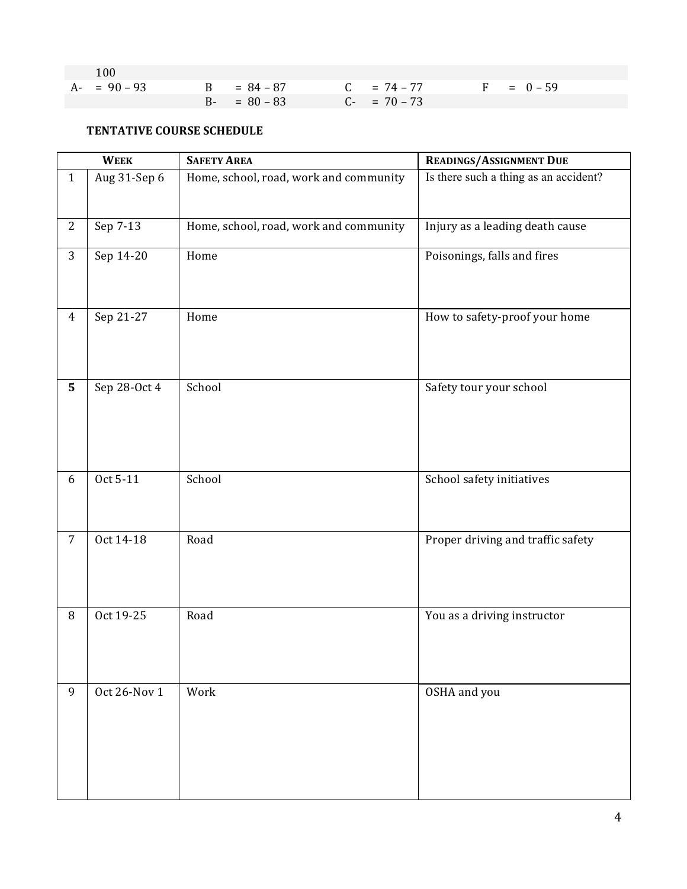| | | | |
|---|---|---|---|
| 100 | | | |
| A- = 90 – 93 | B = 84 – 87 | C = 74 – 77 | F = 0 – 59 |
| | B- = 80 – 83 | C- = 70 – 73 | |

**TENTATIVE COURSE SCHEDULE**

| WEEK | | SAFETY AREA | READINGS/ASSIGNMENT DUE |
|---|---|---|---|
| 1 | Aug 31-Sep 6 | Home, school, road, work and community | Is there such a thing as an accident? |
| 2 | Sep 7-13 | Home, school, road, work and community | Injury as a leading death cause |
| 3 | Sep 14-20 | Home | Poisonings, falls and fires |
| 4 | Sep 21-27 | Home | How to safety-proof your home |
| **5** | Sep 28-Oct 4 | School | Safety tour your school |
| 6 | Oct 5-11 | School | School safety initiatives |
| 7 | Oct 14-18 | Road | Proper driving and traffic safety |
| 8 | Oct 19-25 | Road | You as a driving instructor |
| 9 | Oct 26-Nov 1 | Work | OSHA and you |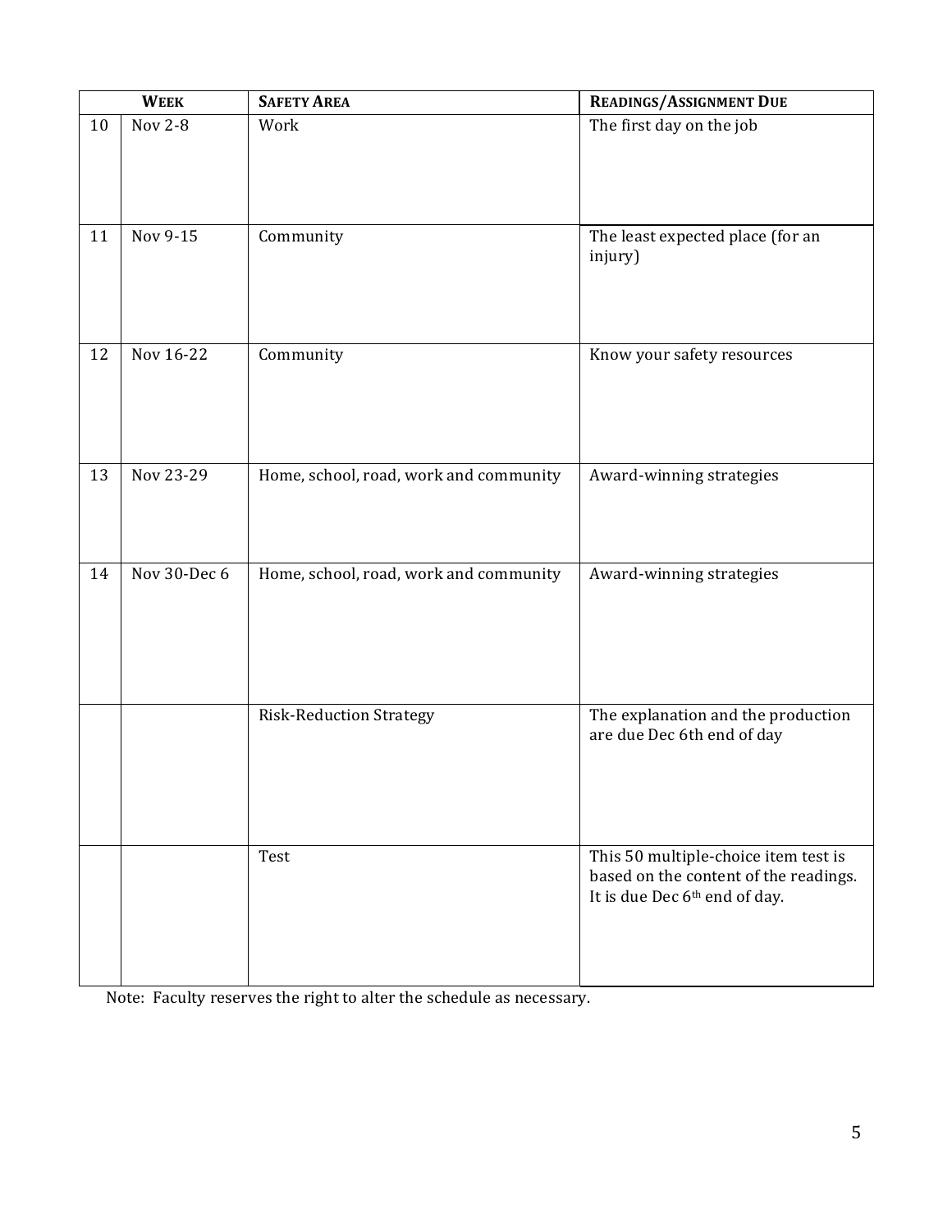| Week | | Safety Area | Readings/Assignment Due |
|---|---|---|---|
| 10 | Nov 2-8 | Work | The first day on the job |
| 11 | Nov 9-15 | Community | The least expected place (for an injury) |
| 12 | Nov 16-22 | Community | Know your safety resources |
| 13 | Nov 23-29 | Home, school, road, work and community | Award-winning strategies |
| 14 | Nov 30-Dec 6 | Home, school, road, work and community | Award-winning strategies |
| | | Risk-Reduction Strategy | The explanation and the production are due Dec 6th end of day |
| | | Test | This 50 multiple-choice item test is based on the content of the readings. It is due Dec 6th end of day. |

Note: Faculty reserves the right to alter the schedule as necessary.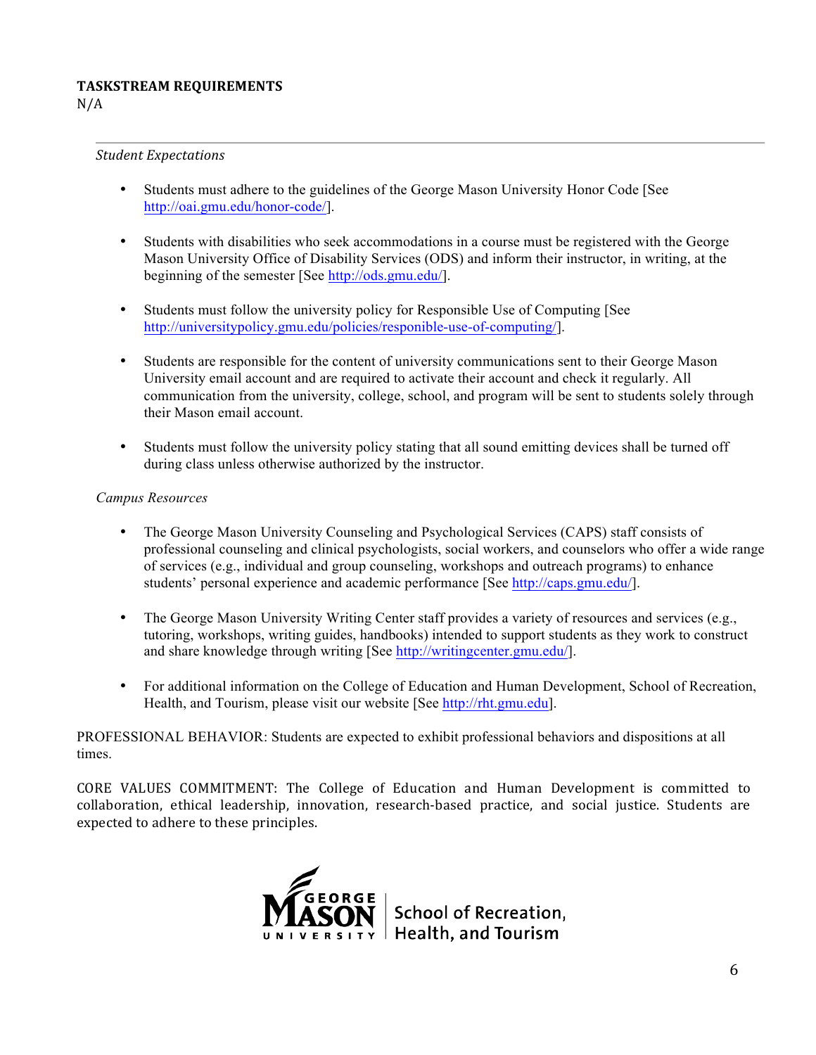**TASKSTREAM REQUIREMENTS**

N/A

---

*Student Expectations*

- Students must adhere to the guidelines of the George Mason University Honor Code [See http://oai.gmu.edu/honor-code/].
- Students with disabilities who seek accommodations in a course must be registered with the George Mason University Office of Disability Services (ODS) and inform their instructor, in writing, at the beginning of the semester [See http://ods.gmu.edu/].
- Students must follow the university policy for Responsible Use of Computing [See http://universitypolicy.gmu.edu/policies/responible-use-of-computing/].
- Students are responsible for the content of university communications sent to their George Mason University email account and are required to activate their account and check it regularly. All communication from the university, college, school, and program will be sent to students solely through their Mason email account.
- Students must follow the university policy stating that all sound emitting devices shall be turned off during class unless otherwise authorized by the instructor.

*Campus Resources*

- The George Mason University Counseling and Psychological Services (CAPS) staff consists of professional counseling and clinical psychologists, social workers, and counselors who offer a wide range of services (e.g., individual and group counseling, workshops and outreach programs) to enhance students' personal experience and academic performance [See http://caps.gmu.edu/].
- The George Mason University Writing Center staff provides a variety of resources and services (e.g., tutoring, workshops, writing guides, handbooks) intended to support students as they work to construct and share knowledge through writing [See http://writingcenter.gmu.edu/].
- For additional information on the College of Education and Human Development, School of Recreation, Health, and Tourism, please visit our website [See http://rht.gmu.edu].

PROFESSIONAL BEHAVIOR: Students are expected to exhibit professional behaviors and dispositions at all times.

CORE VALUES COMMITMENT: The College of Education and Human Development is committed to collaboration, ethical leadership, innovation, research-based practice, and social justice. Students are expected to adhere to these principles.

GEORGE MASON UNIVERSITY | School of Recreation, Health, and Tourism